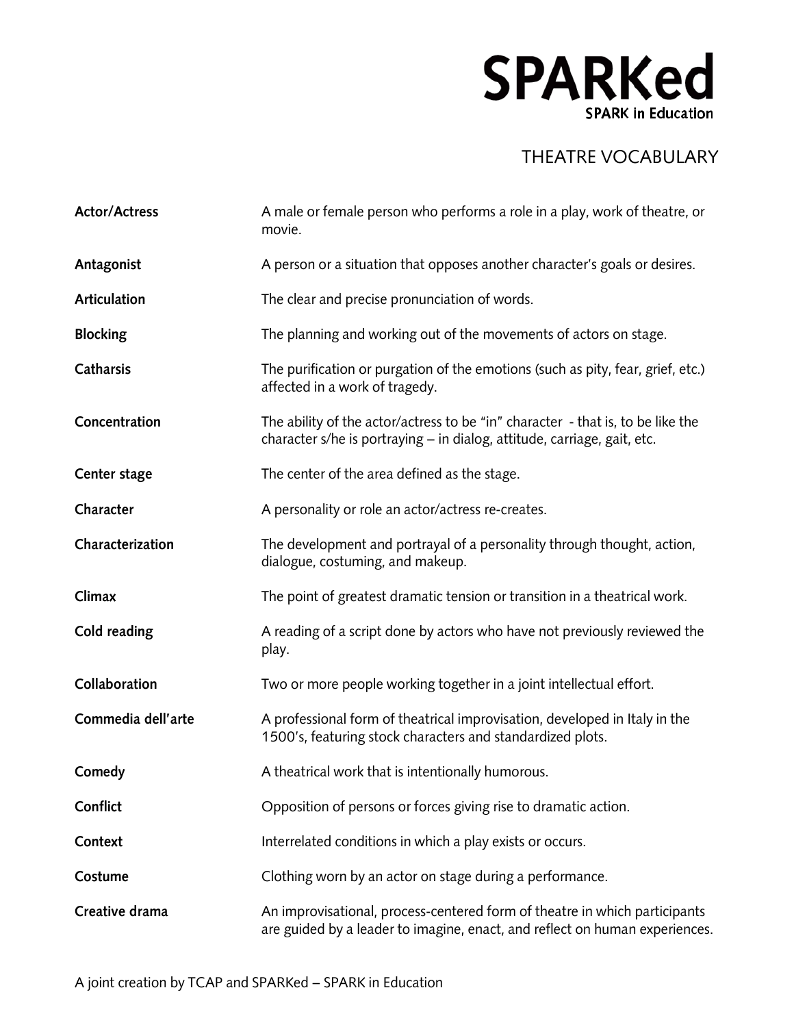# SPARKed

SPARK in Education

## THEATRE VOCABULARY

| | |
|---|---|
| **Actor/Actress** | A male or female person who performs a role in a play, work of theatre, or movie. |
| **Antagonist** | A person or a situation that opposes another character's goals or desires. |
| **Articulation** | The clear and precise pronunciation of words. |
| **Blocking** | The planning and working out of the movements of actors on stage. |
| **Catharsis** | The purification or purgation of the emotions (such as pity, fear, grief, etc.) affected in a work of tragedy. |
| **Concentration** | The ability of the actor/actress to be "in" character - that is, to be like the character s/he is portraying – in dialog, attitude, carriage, gait, etc. |
| **Center stage** | The center of the area defined as the stage. |
| **Character** | A personality or role an actor/actress re-creates. |
| **Characterization** | The development and portrayal of a personality through thought, action, dialogue, costuming, and makeup. |
| **Climax** | The point of greatest dramatic tension or transition in a theatrical work. |
| **Cold reading** | A reading of a script done by actors who have not previously reviewed the play. |
| **Collaboration** | Two or more people working together in a joint intellectual effort. |
| **Commedia dell'arte** | A professional form of theatrical improvisation, developed in Italy in the 1500's, featuring stock characters and standardized plots. |
| **Comedy** | A theatrical work that is intentionally humorous. |
| **Conflict** | Opposition of persons or forces giving rise to dramatic action. |
| **Context** | Interrelated conditions in which a play exists or occurs. |
| **Costume** | Clothing worn by an actor on stage during a performance. |
| **Creative drama** | An improvisational, process-centered form of theatre in which participants are guided by a leader to imagine, enact, and reflect on human experiences. |

A joint creation by TCAP and SPARKed – SPARK in Education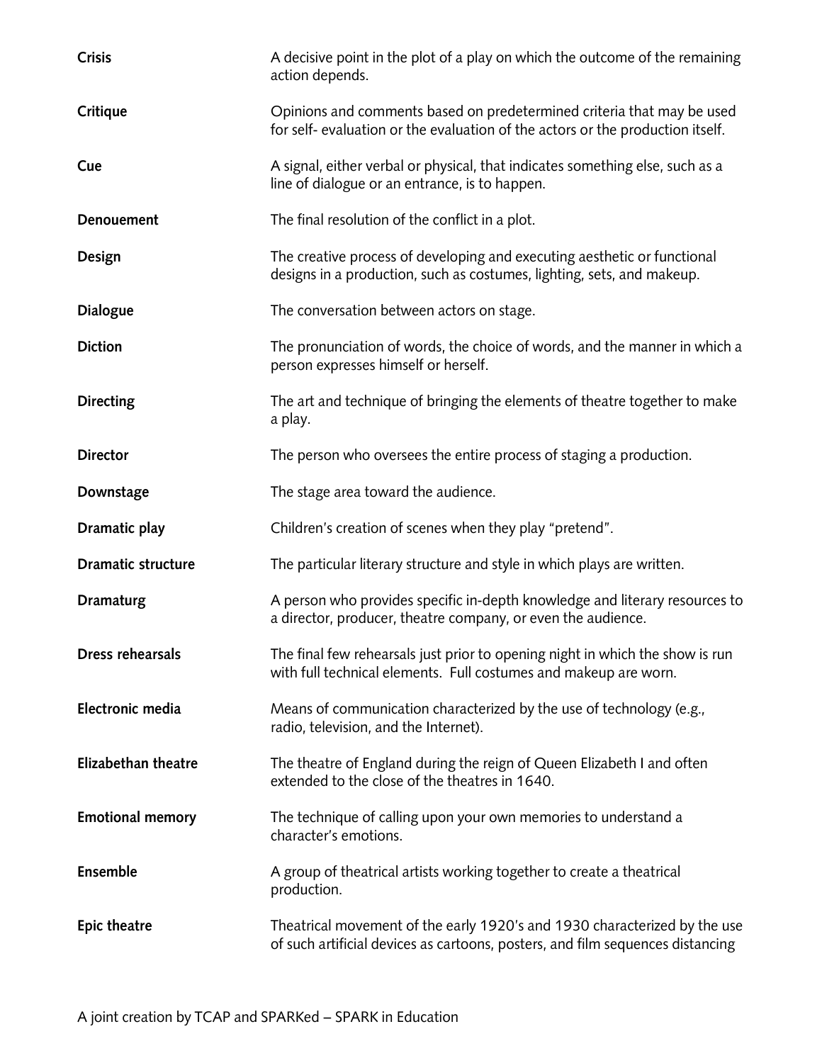| | |
|---|---|
| **Crisis** | A decisive point in the plot of a play on which the outcome of the remaining action depends. |
| **Critique** | Opinions and comments based on predetermined criteria that may be used for self- evaluation or the evaluation of the actors or the production itself. |
| **Cue** | A signal, either verbal or physical, that indicates something else, such as a line of dialogue or an entrance, is to happen. |
| **Denouement** | The final resolution of the conflict in a plot. |
| **Design** | The creative process of developing and executing aesthetic or functional designs in a production, such as costumes, lighting, sets, and makeup. |
| **Dialogue** | The conversation between actors on stage. |
| **Diction** | The pronunciation of words, the choice of words, and the manner in which a person expresses himself or herself. |
| **Directing** | The art and technique of bringing the elements of theatre together to make a play. |
| **Director** | The person who oversees the entire process of staging a production. |
| **Downstage** | The stage area toward the audience. |
| **Dramatic play** | Children's creation of scenes when they play "pretend". |
| **Dramatic structure** | The particular literary structure and style in which plays are written. |
| **Dramaturg** | A person who provides specific in-depth knowledge and literary resources to a director, producer, theatre company, or even the audience. |
| **Dress rehearsals** | The final few rehearsals just prior to opening night in which the show is run with full technical elements. Full costumes and makeup are worn. |
| **Electronic media** | Means of communication characterized by the use of technology (e.g., radio, television, and the Internet). |
| **Elizabethan theatre** | The theatre of England during the reign of Queen Elizabeth I and often extended to the close of the theatres in 1640. |
| **Emotional memory** | The technique of calling upon your own memories to understand a character's emotions. |
| **Ensemble** | A group of theatrical artists working together to create a theatrical production. |
| **Epic theatre** | Theatrical movement of the early 1920's and 1930 characterized by the use of such artificial devices as cartoons, posters, and film sequences distancing |

A joint creation by TCAP and SPARKed – SPARK in Education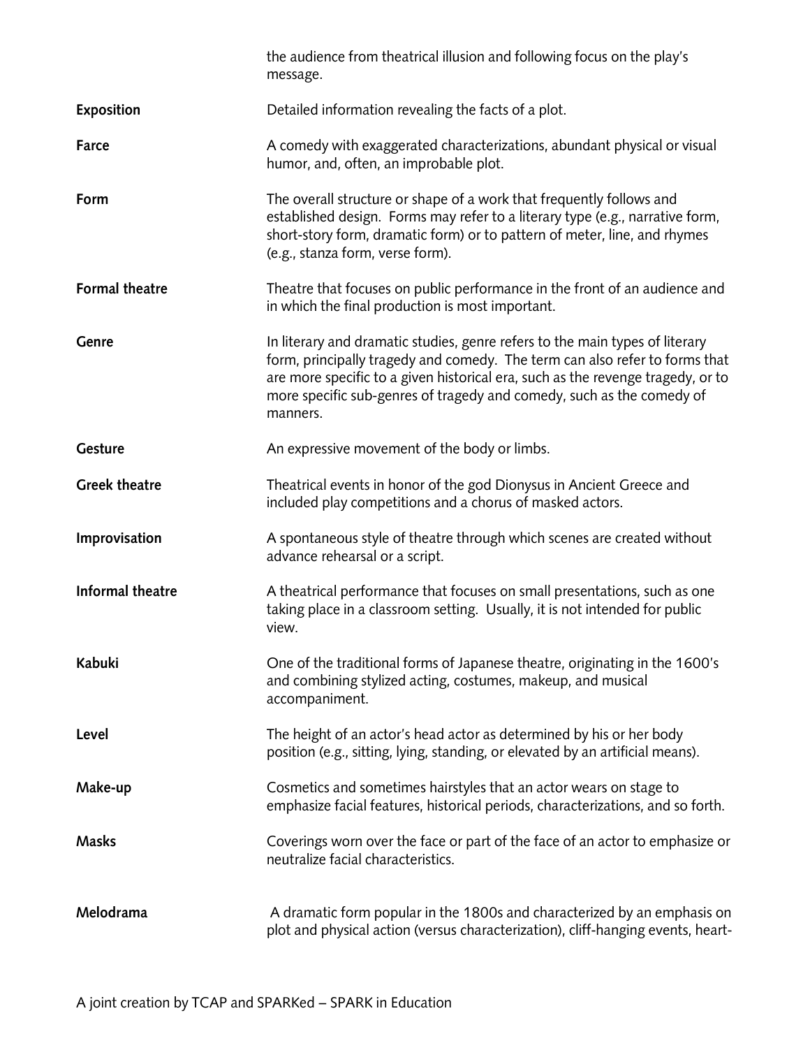the audience from theatrical illusion and following focus on the play's message.

**Exposition** — Detailed information revealing the facts of a plot.

**Farce** — A comedy with exaggerated characterizations, abundant physical or visual humor, and, often, an improbable plot.

**Form** — The overall structure or shape of a work that frequently follows and established design. Forms may refer to a literary type (e.g., narrative form, short-story form, dramatic form) or to pattern of meter, line, and rhymes (e.g., stanza form, verse form).

**Formal theatre** — Theatre that focuses on public performance in the front of an audience and in which the final production is most important.

**Genre** — In literary and dramatic studies, genre refers to the main types of literary form, principally tragedy and comedy. The term can also refer to forms that are more specific to a given historical era, such as the revenge tragedy, or to more specific sub-genres of tragedy and comedy, such as the comedy of manners.

**Gesture** — An expressive movement of the body or limbs.

**Greek theatre** — Theatrical events in honor of the god Dionysus in Ancient Greece and included play competitions and a chorus of masked actors.

**Improvisation** — A spontaneous style of theatre through which scenes are created without advance rehearsal or a script.

**Informal theatre** — A theatrical performance that focuses on small presentations, such as one taking place in a classroom setting. Usually, it is not intended for public view.

**Kabuki** — One of the traditional forms of Japanese theatre, originating in the 1600's and combining stylized acting, costumes, makeup, and musical accompaniment.

**Level** — The height of an actor's head actor as determined by his or her body position (e.g., sitting, lying, standing, or elevated by an artificial means).

**Make-up** — Cosmetics and sometimes hairstyles that an actor wears on stage to emphasize facial features, historical periods, characterizations, and so forth.

**Masks** — Coverings worn over the face or part of the face of an actor to emphasize or neutralize facial characteristics.

**Melodrama** — A dramatic form popular in the 1800s and characterized by an emphasis on plot and physical action (versus characterization), cliff-hanging events, heart-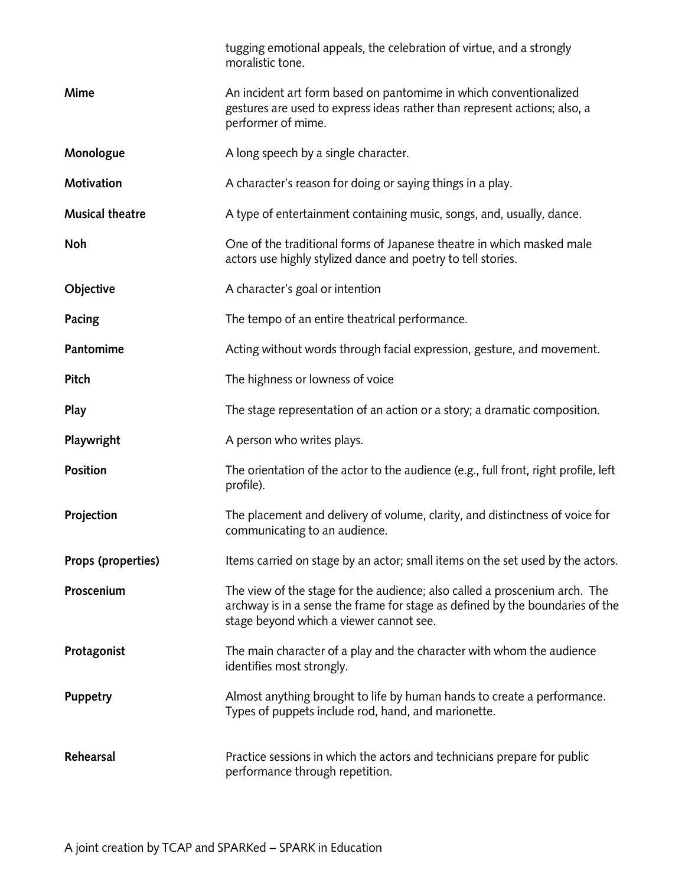tugging emotional appeals, the celebration of virtue, and a strongly moralistic tone.

| | |
|---|---|
| **Mime** | An incident art form based on pantomime in which conventionalized gestures are used to express ideas rather than represent actions; also, a performer of mime. |
| **Monologue** | A long speech by a single character. |
| **Motivation** | A character's reason for doing or saying things in a play. |
| **Musical theatre** | A type of entertainment containing music, songs, and, usually, dance. |
| **Noh** | One of the traditional forms of Japanese theatre in which masked male actors use highly stylized dance and poetry to tell stories. |
| **Objective** | A character's goal or intention |
| **Pacing** | The tempo of an entire theatrical performance. |
| **Pantomime** | Acting without words through facial expression, gesture, and movement. |
| **Pitch** | The highness or lowness of voice |
| **Play** | The stage representation of an action or a story; a dramatic composition. |
| **Playwright** | A person who writes plays. |
| **Position** | The orientation of the actor to the audience (e.g., full front, right profile, left profile). |
| **Projection** | The placement and delivery of volume, clarity, and distinctness of voice for communicating to an audience. |
| **Props (properties)** | Items carried on stage by an actor; small items on the set used by the actors. |
| **Proscenium** | The view of the stage for the audience; also called a proscenium arch. The archway is in a sense the frame for stage as defined by the boundaries of the stage beyond which a viewer cannot see. |
| **Protagonist** | The main character of a play and the character with whom the audience identifies most strongly. |
| **Puppetry** | Almost anything brought to life by human hands to create a performance. Types of puppets include rod, hand, and marionette. |
| **Rehearsal** | Practice sessions in which the actors and technicians prepare for public performance through repetition. |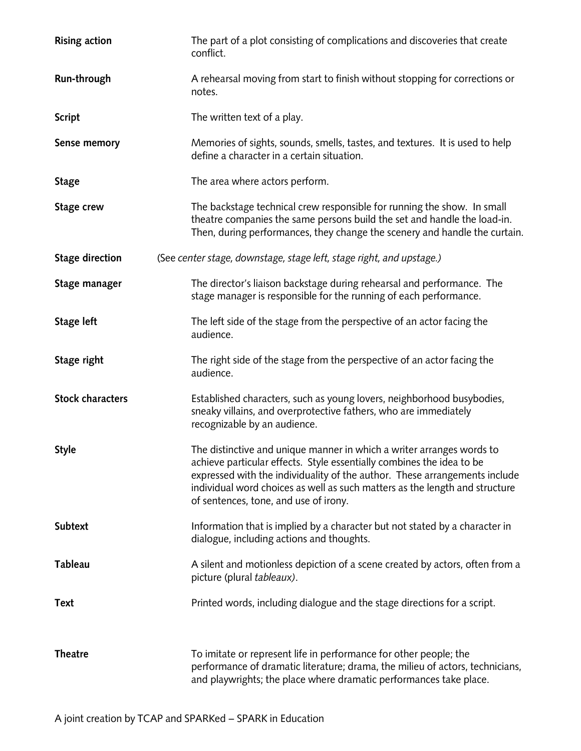**Rising action** The part of a plot consisting of complications and discoveries that create conflict.

**Run-through** A rehearsal moving from start to finish without stopping for corrections or notes.

**Script** The written text of a play.

**Sense memory** Memories of sights, sounds, smells, tastes, and textures. It is used to help define a character in a certain situation.

**Stage** The area where actors perform.

**Stage crew** The backstage technical crew responsible for running the show. In small theatre companies the same persons build the set and handle the load-in. Then, during performances, they change the scenery and handle the curtain.

**Stage direction** (See *center stage, downstage, stage left, stage right, and upstage.)*

**Stage manager** The director's liaison backstage during rehearsal and performance. The stage manager is responsible for the running of each performance.

**Stage left** The left side of the stage from the perspective of an actor facing the audience.

**Stage right** The right side of the stage from the perspective of an actor facing the audience.

**Stock characters** Established characters, such as young lovers, neighborhood busybodies, sneaky villains, and overprotective fathers, who are immediately recognizable by an audience.

**Style** The distinctive and unique manner in which a writer arranges words to achieve particular effects. Style essentially combines the idea to be expressed with the individuality of the author. These arrangements include individual word choices as well as such matters as the length and structure of sentences, tone, and use of irony.

**Subtext** Information that is implied by a character but not stated by a character in dialogue, including actions and thoughts.

**Tableau** A silent and motionless depiction of a scene created by actors, often from a picture (plural *tableaux)*.

**Text** Printed words, including dialogue and the stage directions for a script.

**Theatre** To imitate or represent life in performance for other people; the performance of dramatic literature; drama, the milieu of actors, technicians, and playwrights; the place where dramatic performances take place.

A joint creation by TCAP and SPARKed – SPARK in Education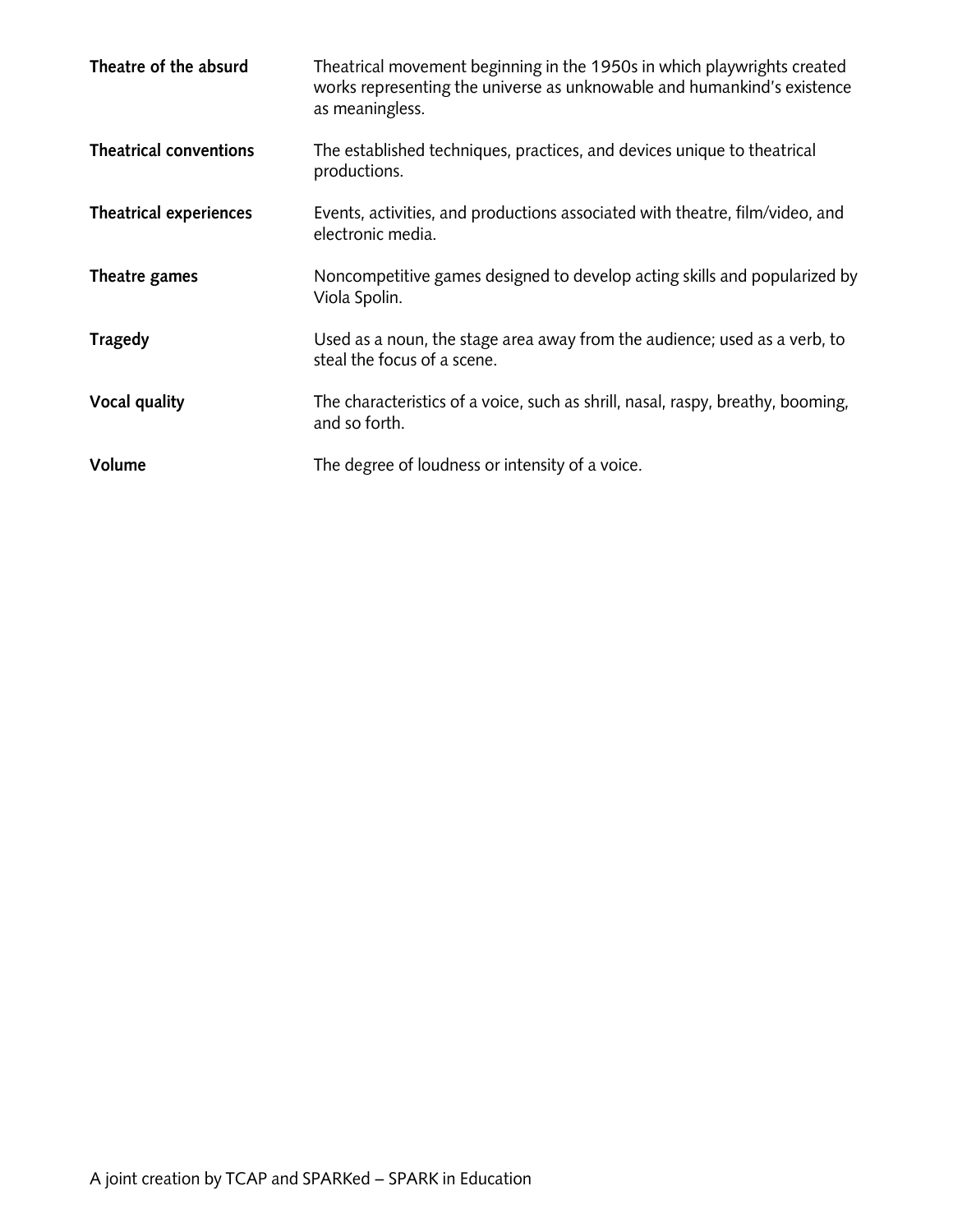| | |
|---|---|
| **Theatre of the absurd** | Theatrical movement beginning in the 1950s in which playwrights created works representing the universe as unknowable and humankind's existence as meaningless. |
| **Theatrical conventions** | The established techniques, practices, and devices unique to theatrical productions. |
| **Theatrical experiences** | Events, activities, and productions associated with theatre, film/video, and electronic media. |
| **Theatre games** | Noncompetitive games designed to develop acting skills and popularized by Viola Spolin. |
| **Tragedy** | Used as a noun, the stage area away from the audience; used as a verb, to steal the focus of a scene. |
| **Vocal quality** | The characteristics of a voice, such as shrill, nasal, raspy, breathy, booming, and so forth. |
| **Volume** | The degree of loudness or intensity of a voice. |

A joint creation by TCAP and SPARKed – SPARK in Education